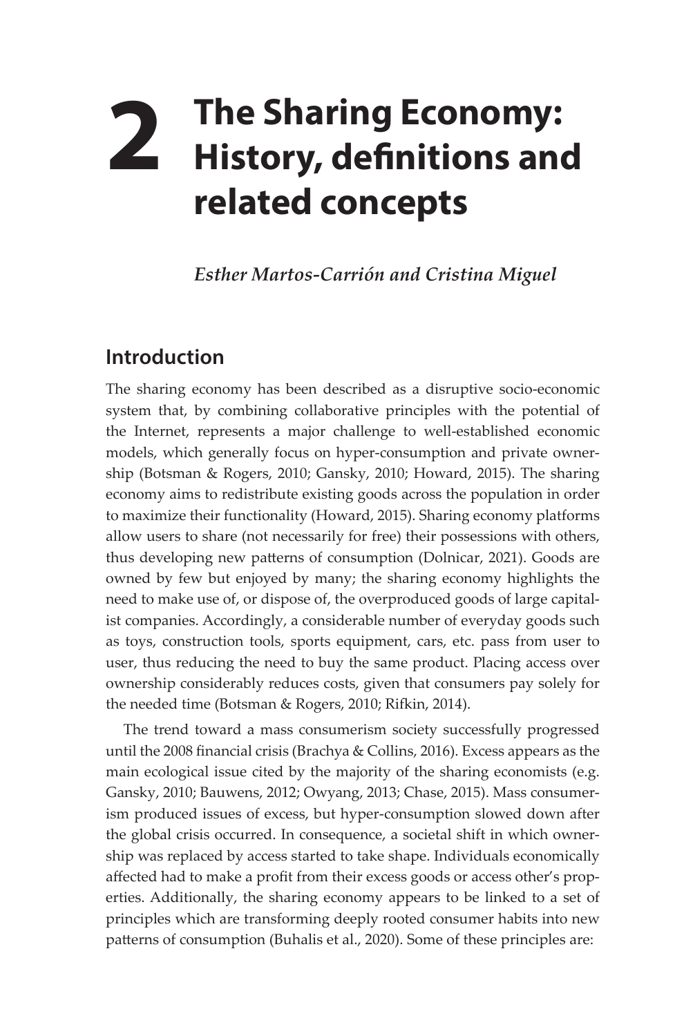# 2 The Sharing Economy: History, definitions and related concepts

*Esther Martos-Carrión and Cristina Miguel*

## Introduction

The sharing economy has been described as a disruptive socio-economic system that, by combining collaborative principles with the potential of the Internet, represents a major challenge to well-established economic models, which generally focus on hyper-consumption and private ownership (Botsman & Rogers, 2010; Gansky, 2010; Howard, 2015). The sharing economy aims to redistribute existing goods across the population in order to maximize their functionality (Howard, 2015). Sharing economy platforms allow users to share (not necessarily for free) their possessions with others, thus developing new patterns of consumption (Dolnicar, 2021). Goods are owned by few but enjoyed by many; the sharing economy highlights the need to make use of, or dispose of, the overproduced goods of large capitalist companies. Accordingly, a considerable number of everyday goods such as toys, construction tools, sports equipment, cars, etc. pass from user to user, thus reducing the need to buy the same product. Placing access over ownership considerably reduces costs, given that consumers pay solely for the needed time (Botsman & Rogers, 2010; Rifkin, 2014).

The trend toward a mass consumerism society successfully progressed until the 2008 financial crisis (Brachya & Collins, 2016). Excess appears as the main ecological issue cited by the majority of the sharing economists (e.g. Gansky, 2010; Bauwens, 2012; Owyang, 2013; Chase, 2015). Mass consumerism produced issues of excess, but hyper-consumption slowed down after the global crisis occurred. In consequence, a societal shift in which ownership was replaced by access started to take shape. Individuals economically affected had to make a profit from their excess goods or access other's properties. Additionally, the sharing economy appears to be linked to a set of principles which are transforming deeply rooted consumer habits into new patterns of consumption (Buhalis et al., 2020). Some of these principles are: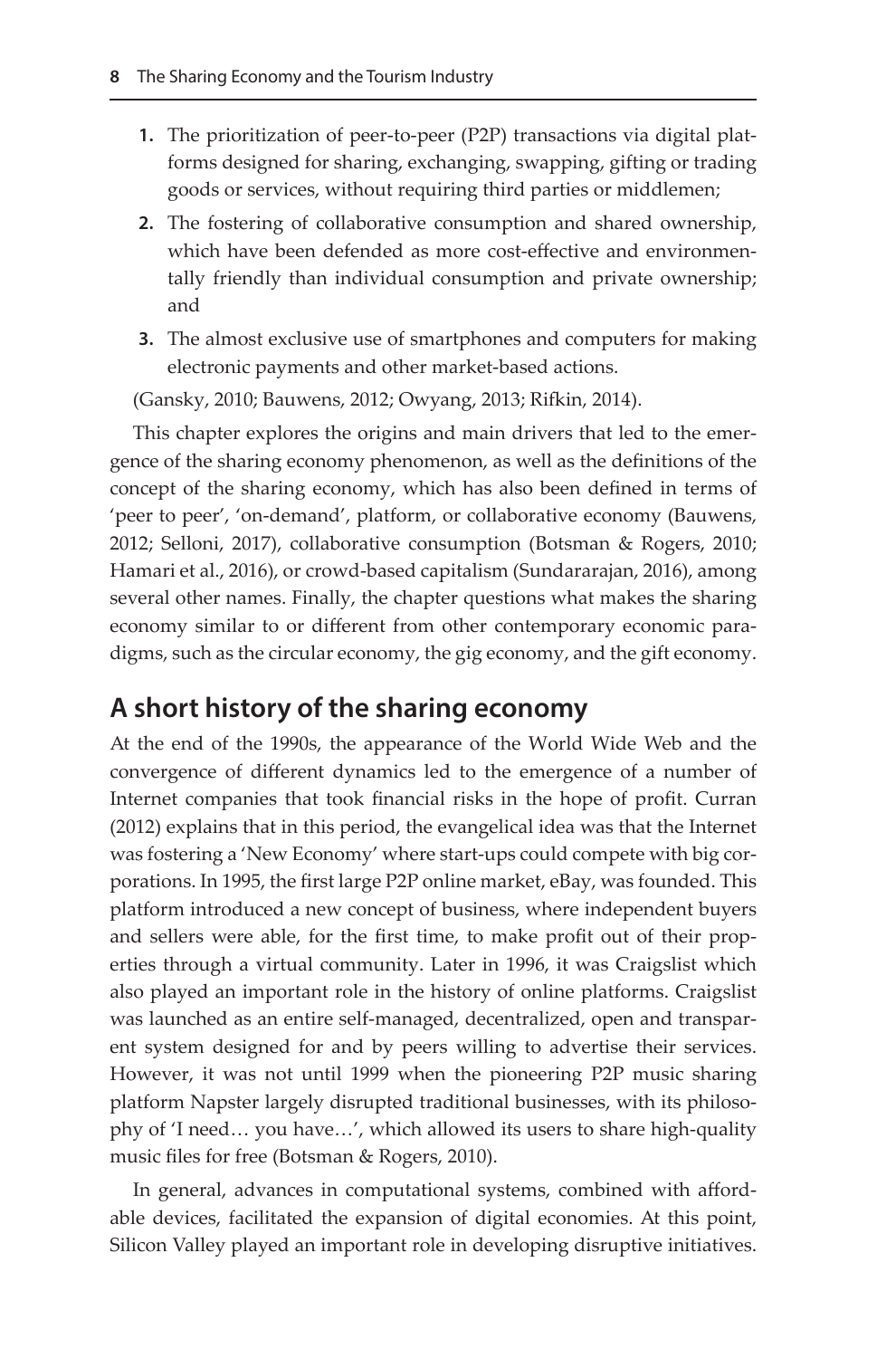1. The prioritization of peer-to-peer (P2P) transactions via digital platforms designed for sharing, exchanging, swapping, gifting or trading goods or services, without requiring third parties or middlemen;
2. The fostering of collaborative consumption and shared ownership, which have been defended as more cost-effective and environmentally friendly than individual consumption and private ownership; and
3. The almost exclusive use of smartphones and computers for making electronic payments and other market-based actions.

(Gansky, 2010; Bauwens, 2012; Owyang, 2013; Rifkin, 2014).

This chapter explores the origins and main drivers that led to the emergence of the sharing economy phenomenon, as well as the definitions of the concept of the sharing economy, which has also been defined in terms of 'peer to peer', 'on-demand', platform, or collaborative economy (Bauwens, 2012; Selloni, 2017), collaborative consumption (Botsman & Rogers, 2010; Hamari et al., 2016), or crowd-based capitalism (Sundararajan, 2016), among several other names. Finally, the chapter questions what makes the sharing economy similar to or different from other contemporary economic paradigms, such as the circular economy, the gig economy, and the gift economy.

## A short history of the sharing economy

At the end of the 1990s, the appearance of the World Wide Web and the convergence of different dynamics led to the emergence of a number of Internet companies that took financial risks in the hope of profit. Curran (2012) explains that in this period, the evangelical idea was that the Internet was fostering a 'New Economy' where start-ups could compete with big corporations. In 1995, the first large P2P online market, eBay, was founded. This platform introduced a new concept of business, where independent buyers and sellers were able, for the first time, to make profit out of their properties through a virtual community. Later in 1996, it was Craigslist which also played an important role in the history of online platforms. Craigslist was launched as an entire self-managed, decentralized, open and transparent system designed for and by peers willing to advertise their services. However, it was not until 1999 when the pioneering P2P music sharing platform Napster largely disrupted traditional businesses, with its philosophy of 'I need… you have…', which allowed its users to share high-quality music files for free (Botsman & Rogers, 2010).

In general, advances in computational systems, combined with affordable devices, facilitated the expansion of digital economies. At this point, Silicon Valley played an important role in developing disruptive initiatives.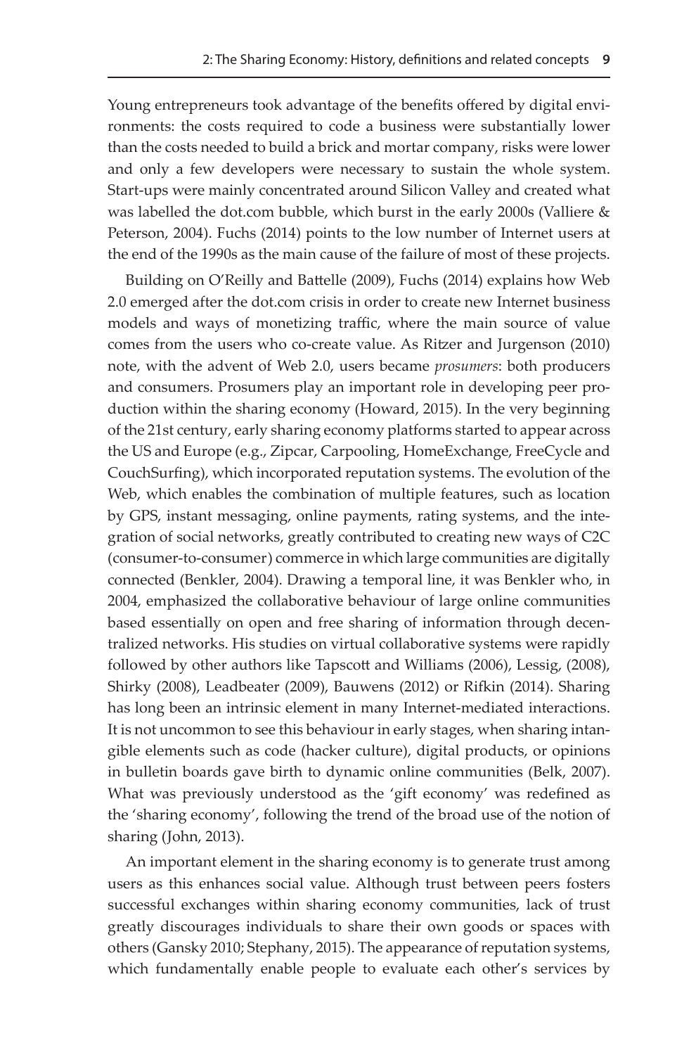Young entrepreneurs took advantage of the benefits offered by digital environments: the costs required to code a business were substantially lower than the costs needed to build a brick and mortar company, risks were lower and only a few developers were necessary to sustain the whole system. Start-ups were mainly concentrated around Silicon Valley and created what was labelled the dot.com bubble, which burst in the early 2000s (Valliere & Peterson, 2004). Fuchs (2014) points to the low number of Internet users at the end of the 1990s as the main cause of the failure of most of these projects.

Building on O'Reilly and Battelle (2009), Fuchs (2014) explains how Web 2.0 emerged after the dot.com crisis in order to create new Internet business models and ways of monetizing traffic, where the main source of value comes from the users who co-create value. As Ritzer and Jurgenson (2010) note, with the advent of Web 2.0, users became *prosumers*: both producers and consumers. Prosumers play an important role in developing peer production within the sharing economy (Howard, 2015). In the very beginning of the 21st century, early sharing economy platforms started to appear across the US and Europe (e.g., Zipcar, Carpooling, HomeExchange, FreeCycle and CouchSurfing), which incorporated reputation systems. The evolution of the Web, which enables the combination of multiple features, such as location by GPS, instant messaging, online payments, rating systems, and the integration of social networks, greatly contributed to creating new ways of C2C (consumer-to-consumer) commerce in which large communities are digitally connected (Benkler, 2004). Drawing a temporal line, it was Benkler who, in 2004, emphasized the collaborative behaviour of large online communities based essentially on open and free sharing of information through decentralized networks. His studies on virtual collaborative systems were rapidly followed by other authors like Tapscott and Williams (2006), Lessig, (2008), Shirky (2008), Leadbeater (2009), Bauwens (2012) or Rifkin (2014). Sharing has long been an intrinsic element in many Internet-mediated interactions. It is not uncommon to see this behaviour in early stages, when sharing intangible elements such as code (hacker culture), digital products, or opinions in bulletin boards gave birth to dynamic online communities (Belk, 2007). What was previously understood as the 'gift economy' was redefined as the 'sharing economy', following the trend of the broad use of the notion of sharing (John, 2013).

An important element in the sharing economy is to generate trust among users as this enhances social value. Although trust between peers fosters successful exchanges within sharing economy communities, lack of trust greatly discourages individuals to share their own goods or spaces with others (Gansky 2010; Stephany, 2015). The appearance of reputation systems, which fundamentally enable people to evaluate each other's services by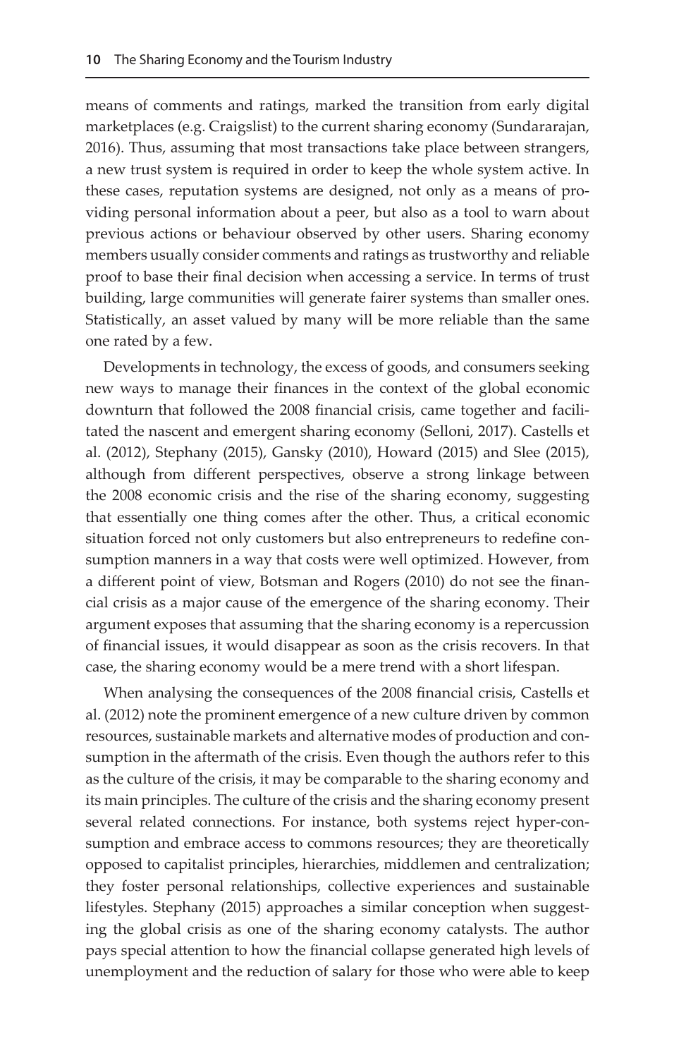means of comments and ratings, marked the transition from early digital marketplaces (e.g. Craigslist) to the current sharing economy (Sundararajan, 2016). Thus, assuming that most transactions take place between strangers, a new trust system is required in order to keep the whole system active. In these cases, reputation systems are designed, not only as a means of providing personal information about a peer, but also as a tool to warn about previous actions or behaviour observed by other users. Sharing economy members usually consider comments and ratings as trustworthy and reliable proof to base their final decision when accessing a service. In terms of trust building, large communities will generate fairer systems than smaller ones. Statistically, an asset valued by many will be more reliable than the same one rated by a few.

Developments in technology, the excess of goods, and consumers seeking new ways to manage their finances in the context of the global economic downturn that followed the 2008 financial crisis, came together and facilitated the nascent and emergent sharing economy (Selloni, 2017). Castells et al. (2012), Stephany (2015), Gansky (2010), Howard (2015) and Slee (2015), although from different perspectives, observe a strong linkage between the 2008 economic crisis and the rise of the sharing economy, suggesting that essentially one thing comes after the other. Thus, a critical economic situation forced not only customers but also entrepreneurs to redefine consumption manners in a way that costs were well optimized. However, from a different point of view, Botsman and Rogers (2010) do not see the financial crisis as a major cause of the emergence of the sharing economy. Their argument exposes that assuming that the sharing economy is a repercussion of financial issues, it would disappear as soon as the crisis recovers. In that case, the sharing economy would be a mere trend with a short lifespan.

When analysing the consequences of the 2008 financial crisis, Castells et al. (2012) note the prominent emergence of a new culture driven by common resources, sustainable markets and alternative modes of production and consumption in the aftermath of the crisis. Even though the authors refer to this as the culture of the crisis, it may be comparable to the sharing economy and its main principles. The culture of the crisis and the sharing economy present several related connections. For instance, both systems reject hyper-consumption and embrace access to commons resources; they are theoretically opposed to capitalist principles, hierarchies, middlemen and centralization; they foster personal relationships, collective experiences and sustainable lifestyles. Stephany (2015) approaches a similar conception when suggesting the global crisis as one of the sharing economy catalysts. The author pays special attention to how the financial collapse generated high levels of unemployment and the reduction of salary for those who were able to keep